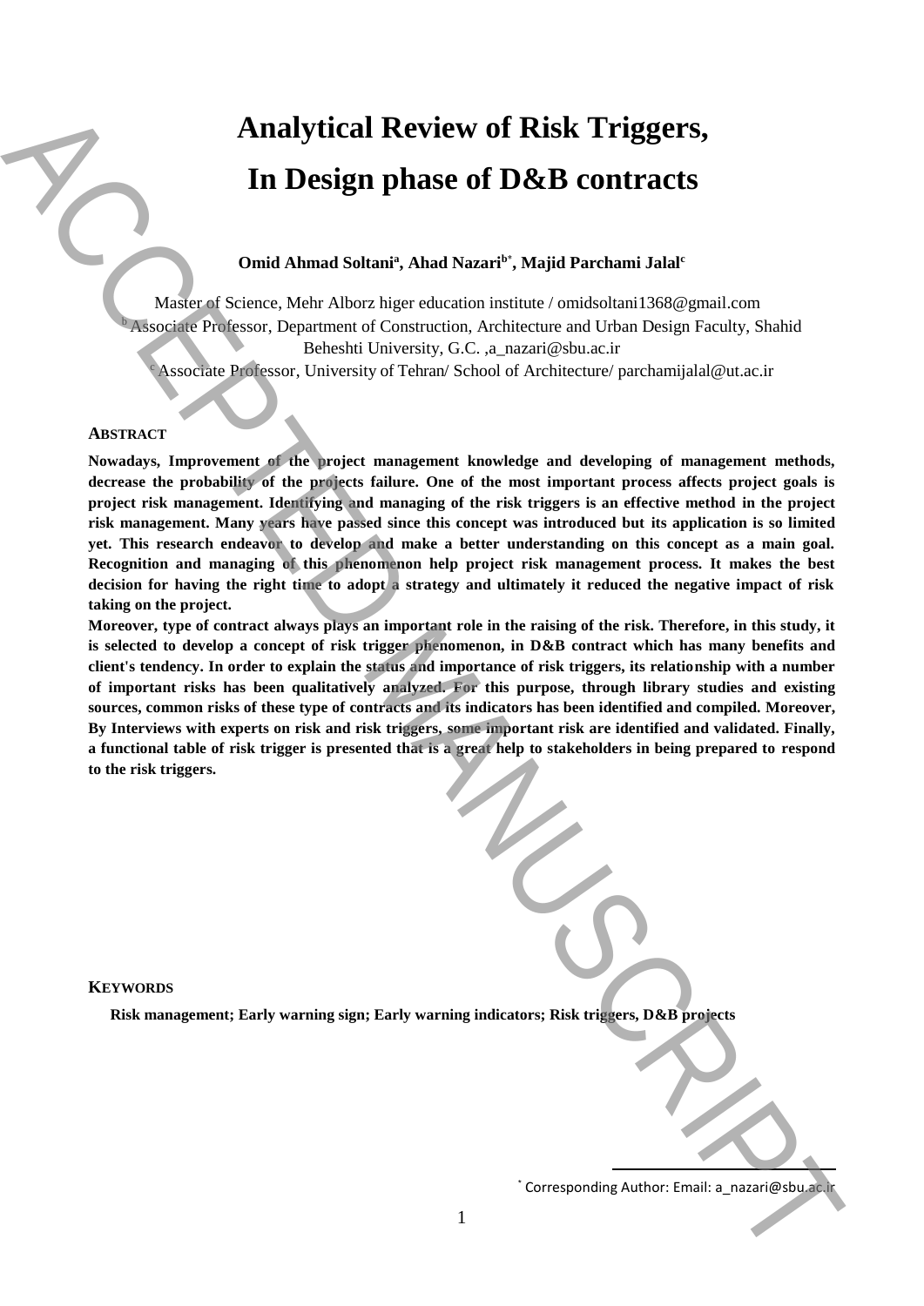# Analytical Review of Risk Triggers, In Design phase of D&B contracts

**Omid Ahmad Soltani[a], Ahad Nazari[b*], Majid Parchami Jalal[c]**

Master of Science, Mehr Alborz higer education institute / omidsoltani1368@gmail.com
[b] Associate Professor, Department of Construction, Architecture and Urban Design Faculty, Shahid Beheshti University, G.C. ,a_nazari@sbu.ac.ir
[c] Associate Professor, University of Tehran/ School of Architecture/ parchamijalal@ut.ac.ir

## ABSTRACT

**Nowadays, Improvement of the project management knowledge and developing of management methods, decrease the probability of the projects failure. One of the most important process affects project goals is project risk management. Identifying and managing of the risk triggers is an effective method in the project risk management. Many years have passed since this concept was introduced but its application is so limited yet. This research endeavor to develop and make a better understanding on this concept as a main goal. Recognition and managing of this phenomenon help project risk management process. It makes the best decision for having the right time to adopt a strategy and ultimately it reduced the negative impact of risk taking on the project.**

**Moreover, type of contract always plays an important role in the raising of the risk. Therefore, in this study, it is selected to develop a concept of risk trigger phenomenon, in D&B contract which has many benefits and client's tendency. In order to explain the status and importance of risk triggers, its relationship with a number of important risks has been qualitatively analyzed. For this purpose, through library studies and existing sources, common risks of these type of contracts and its indicators has been identified and compiled. Moreover, By Interviews with experts on risk and risk triggers, some important risk are identified and validated. Finally, a functional table of risk trigger is presented that is a great help to stakeholders in being prepared to respond to the risk triggers.**

## KEYWORDS

**Risk management; Early warning sign; Early warning indicators; Risk triggers, D&B projects**

[*] Corresponding Author: Email: a_nazari@sbu.ac.ir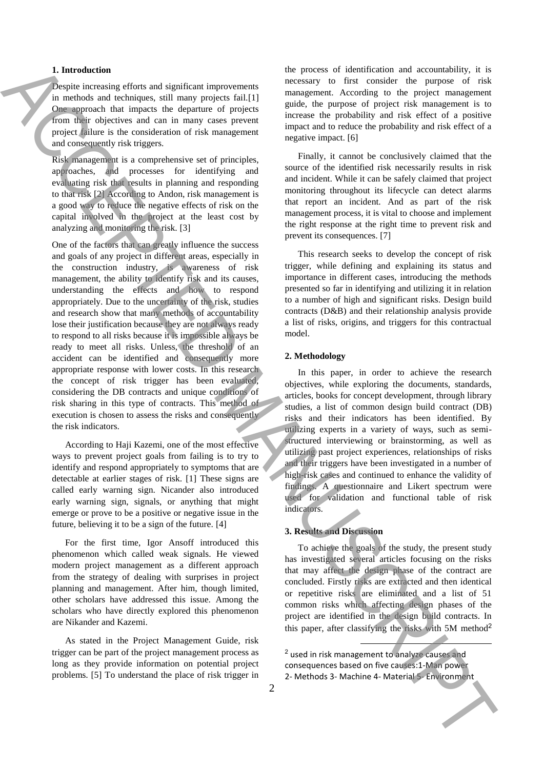## 1. Introduction

Despite increasing efforts and significant improvements in methods and techniques, still many projects fail.[1] One approach that impacts the departure of projects from their objectives and can in many cases prevent project failure is the consideration of risk management and consequently risk triggers.

Risk management is a comprehensive set of principles, approaches, and processes for identifying and evaluating risk that results in planning and responding to that risk [2] According to Andon, risk management is a good way to reduce the negative effects of risk on the capital involved in the project at the least cost by analyzing and monitoring the risk. [3]

One of the factors that can greatly influence the success and goals of any project in different areas, especially in the construction industry, is awareness of risk management, the ability to identify risk and its causes, understanding the effects and how to respond appropriately. Due to the uncertainty of the risk, studies and research show that many methods of accountability lose their justification because they are not always ready to respond to all risks because it is impossible always be ready to meet all risks. Unless, the threshold of an accident can be identified and consequently more appropriate response with lower costs. In this research the concept of risk trigger has been evaluated, considering the DB contracts and unique conditions of risk sharing in this type of contracts. This method of execution is chosen to assess the risks and consequently the risk indicators.

According to Haji Kazemi, one of the most effective ways to prevent project goals from failing is to try to identify and respond appropriately to symptoms that are detectable at earlier stages of risk. [1] These signs are called early warning sign. Nicander also introduced early warning sign, signals, or anything that might emerge or prove to be a positive or negative issue in the future, believing it to be a sign of the future. [4]

For the first time, Igor Ansoff introduced this phenomenon which called weak signals. He viewed modern project management as a different approach from the strategy of dealing with surprises in project planning and management. After him, though limited, other scholars have addressed this issue. Among the scholars who have directly explored this phenomenon are Nikander and Kazemi.

As stated in the Project Management Guide, risk trigger can be part of the project management process as long as they provide information on potential project problems. [5] To understand the place of risk trigger in the process of identification and accountability, it is necessary to first consider the purpose of risk management. According to the project management guide, the purpose of project risk management is to increase the probability and risk effect of a positive impact and to reduce the probability and risk effect of a negative impact. [6]

Finally, it cannot be conclusively claimed that the source of the identified risk necessarily results in risk and incident. While it can be safely claimed that project monitoring throughout its lifecycle can detect alarms that report an incident. And as part of the risk management process, it is vital to choose and implement the right response at the right time to prevent risk and prevent its consequences. [7]

This research seeks to develop the concept of risk trigger, while defining and explaining its status and importance in different cases, introducing the methods presented so far in identifying and utilizing it in relation to a number of high and significant risks. Design build contracts (D&B) and their relationship analysis provide a list of risks, origins, and triggers for this contractual model.

## 2. Methodology

In this paper, in order to achieve the research objectives, while exploring the documents, standards, articles, books for concept development, through library studies, a list of common design build contract (DB) risks and their indicators has been identified. By utilizing experts in a variety of ways, such as semi-structured interviewing or brainstorming, as well as utilizing past project experiences, relationships of risks and their triggers have been investigated in a number of high-risk cases and continued to enhance the validity of findings. A questionnaire and Likert spectrum were used for validation and functional table of risk indicators.

## 3. Results and Discussion

To achieve the goals of the study, the present study has investigated several articles focusing on the risks that may affect the design phase of the contract are concluded. Firstly risks are extracted and then identical or repetitive risks are eliminated and a list of 51 common risks which affecting design phases of the project are identified in the design build contracts. In this paper, after classifying the risks with 5M method[2]

---

[2] used in risk management to analyze causes and consequences based on five causes:1-Man power 2- Methods 3- Machine 4- Material 5- Environment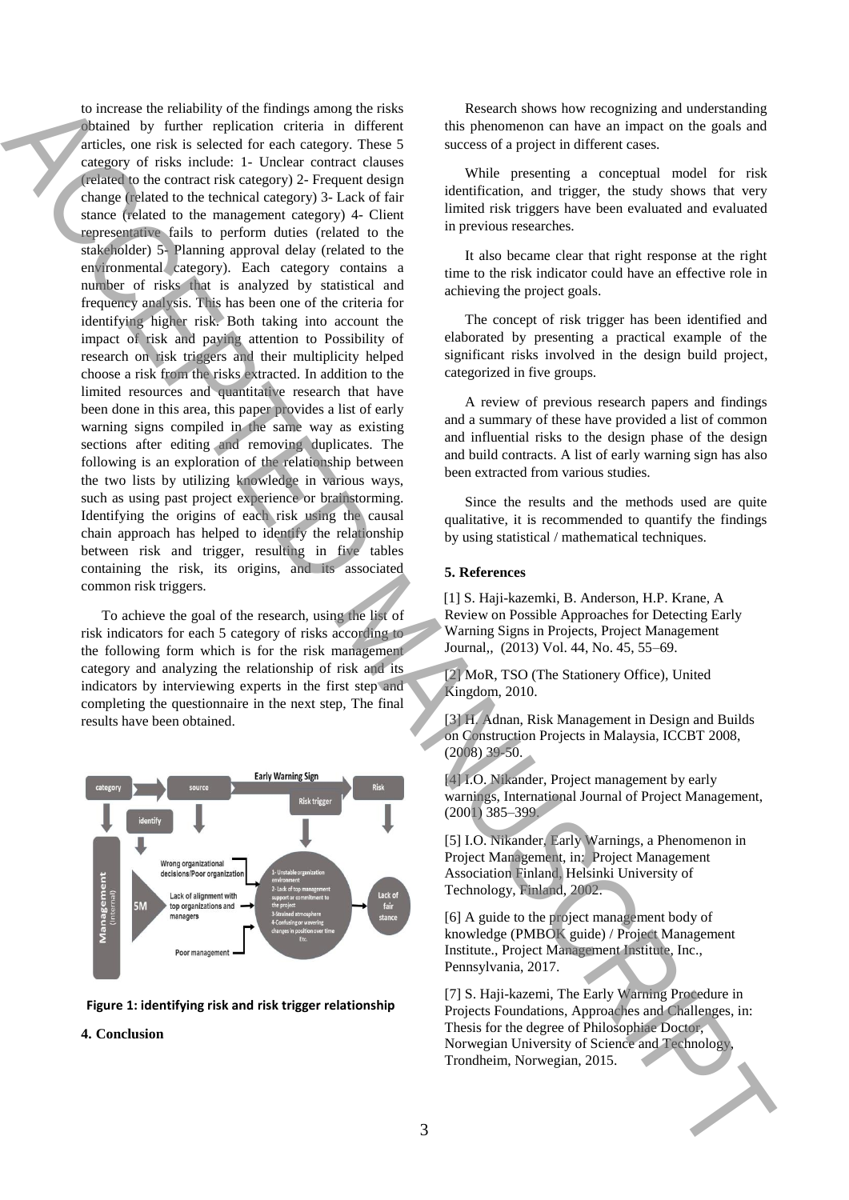to increase the reliability of the findings among the risks obtained by further replication criteria in different articles, one risk is selected for each category. These 5 category of risks include: 1- Unclear contract clauses (related to the contract risk category) 2- Frequent design change (related to the technical category) 3- Lack of fair stance (related to the management category) 4- Client representative fails to perform duties (related to the stakeholder) 5- Planning approval delay (related to the environmental category). Each category contains a number of risks that is analyzed by statistical and frequency analysis. This has been one of the criteria for identifying higher risk. Both taking into account the impact of risk and paying attention to Possibility of research on risk triggers and their multiplicity helped choose a risk from the risks extracted. In addition to the limited resources and quantitative research that have been done in this area, this paper provides a list of early warning signs compiled in the same way as existing sections after editing and removing duplicates. The following is an exploration of the relationship between the two lists by utilizing knowledge in various ways, such as using past project experience or brainstorming. Identifying the origins of each risk using the causal chain approach has helped to identify the relationship between risk and trigger, resulting in five tables containing the risk, its origins, and its associated common risk triggers.

To achieve the goal of the research, using the list of risk indicators for each 5 category of risks according to the following form which is for the risk management category and analyzing the relationship of risk and its indicators by interviewing experts in the first step and completing the questionnaire in the next step, The final results have been obtained.

category
source
Early Warning Sign
Risk trigger
Risk
identify
Management (internal)
5M
Wrong organizational decisions/Poor organization
Lack of alignment with top organizations and managers
Poor management
1- Unstable organization environment
2- Lack of top management support or commitment to the project
3-Strained atmosphere
4-Confusing or wavering changes in position over time
Etc.
Lack of fair stance

**Figure 1: identifying risk and risk trigger relationship**

**4. Conclusion**

Research shows how recognizing and understanding this phenomenon can have an impact on the goals and success of a project in different cases.

While presenting a conceptual model for risk identification, and trigger, the study shows that very limited risk triggers have been evaluated and evaluated in previous researches.

It also became clear that right response at the right time to the risk indicator could have an effective role in achieving the project goals.

The concept of risk trigger has been identified and elaborated by presenting a practical example of the significant risks involved in the design build project, categorized in five groups.

A review of previous research papers and findings and a summary of these have provided a list of common and influential risks to the design phase of the design and build contracts. A list of early warning sign has also been extracted from various studies.

Since the results and the methods used are quite qualitative, it is recommended to quantify the findings by using statistical / mathematical techniques.

**5. References**

[1] S. Haji-kazemki, B. Anderson, H.P. Krane, A Review on Possible Approaches for Detecting Early Warning Signs in Projects, Project Management Journal,, (2013) Vol. 44, No. 45, 55–69.

[2] MoR, TSO (The Stationery Office), United Kingdom, 2010.

[3] H. Adnan, Risk Management in Design and Builds on Construction Projects in Malaysia, ICCBT 2008, (2008) 39-50.

[4] I.O. Nikander, Project management by early warnings, International Journal of Project Management, (2001) 385–399.

[5] I.O. Nikander, Early Warnings, a Phenomenon in Project Management, in: Project Management Association Finland, Helsinki University of Technology, Finland, 2002.

[6] A guide to the project management body of knowledge (PMBOK guide) / Project Management Institute., Project Management Institute, Inc., Pennsylvania, 2017.

[7] S. Haji-kazemi, The Early Warning Procedure in Projects Foundations, Approaches and Challenges, in: Thesis for the degree of Philosophiae Doctor, Norwegian University of Science and Technology, Trondheim, Norwegian, 2015.